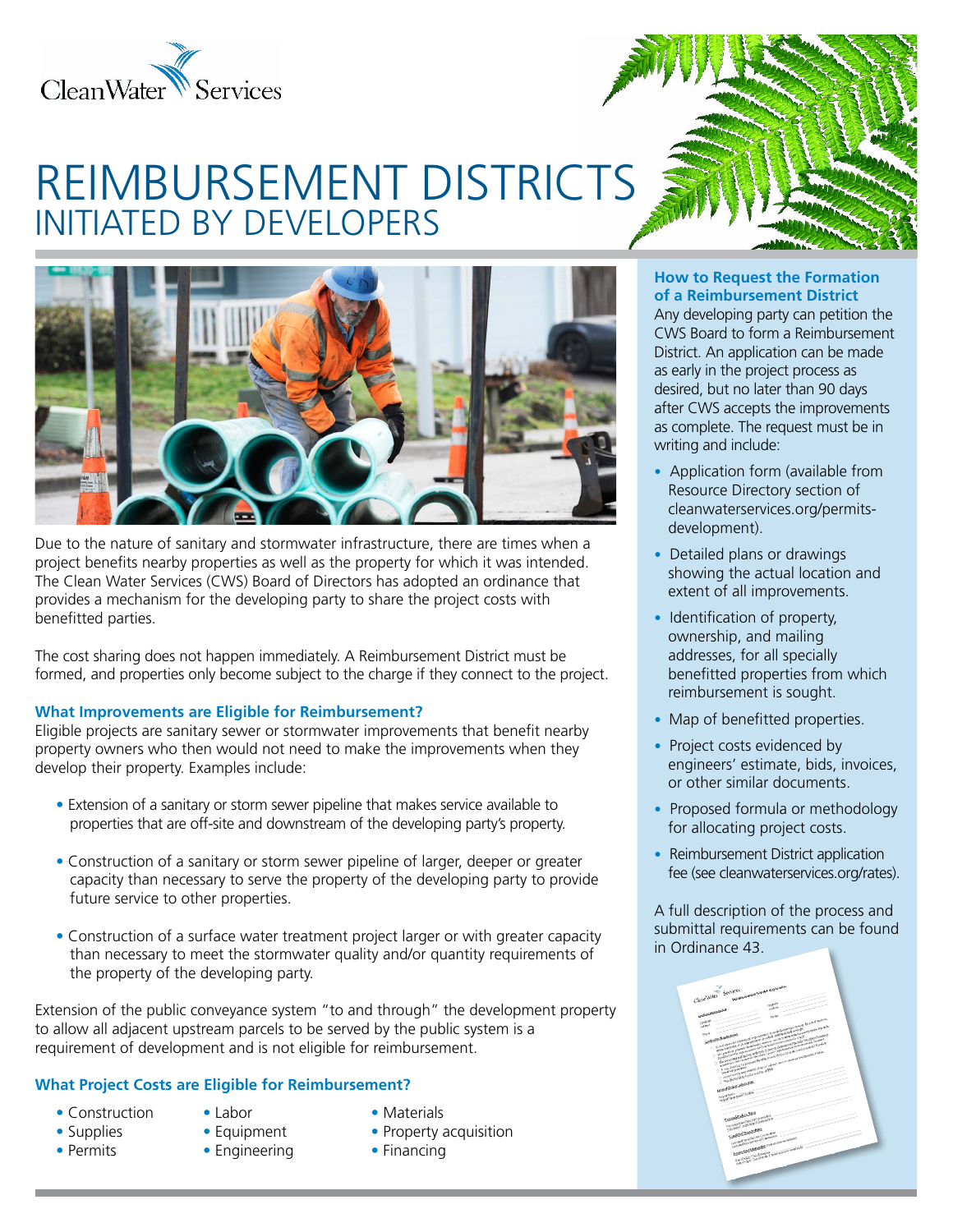# REIMBURSEMENT DISTRICTS

## INITIATED BY DEVELOPERS

Due to the nature of sanitary and stormwater infrastructure, there are times when a project benefits nearby properties as well as the property for which it was intended. The Clean Water Services (CWS) Board of Directors has adopted an ordinance that provides a mechanism for the developing party to share the project costs with benefitted parties.

The cost sharing does not happen immediately. A Reimbursement District must be formed, and properties only become subject to the charge if they connect to the project.

### What Improvements are Eligible for Reimbursement?

Eligible projects are sanitary sewer or stormwater improvements that benefit nearby property owners who then would not need to make the improvements when they develop their property. Examples include:

- Extension of a sanitary or storm sewer pipeline that makes service available to properties that are off-site and downstream of the developing party's property.
- Construction of a sanitary or storm sewer pipeline of larger, deeper or greater capacity than necessary to serve the property of the developing party to provide future service to other properties.
- Construction of a surface water treatment project larger or with greater capacity than necessary to meet the stormwater quality and/or quantity requirements of the property of the developing party.

Extension of the public conveyance system "to and through" the development property to allow all adjacent upstream parcels to be served by the public system is a requirement of development and is not eligible for reimbursement.

### What Project Costs are Eligible for Reimbursement?

- Construction
- Supplies
- Permits
- Labor
- Equipment
- Engineering
- Materials
- Property acquisition
- Financing

### How to Request the Formation of a Reimbursement District

Any developing party can petition the CWS Board to form a Reimbursement District. An application can be made as early in the project process as desired, but no later than 90 days after CWS accepts the improvements as complete. The request must be in writing and include:

- Application form (available from Resource Directory section of cleanwaterservices.org/permits-development).
- Detailed plans or drawings showing the actual location and extent of all improvements.
- Identification of property, ownership, and mailing addresses, for all specially benefitted properties from which reimbursement is sought.
- Map of benefitted properties.
- Project costs evidenced by engineers' estimate, bids, invoices, or other similar documents.
- Proposed formula or methodology for allocating project costs.
- Reimbursement District application fee (see cleanwaterservices.org/rates).

A full description of the process and submittal requirements can be found in Ordinance 43.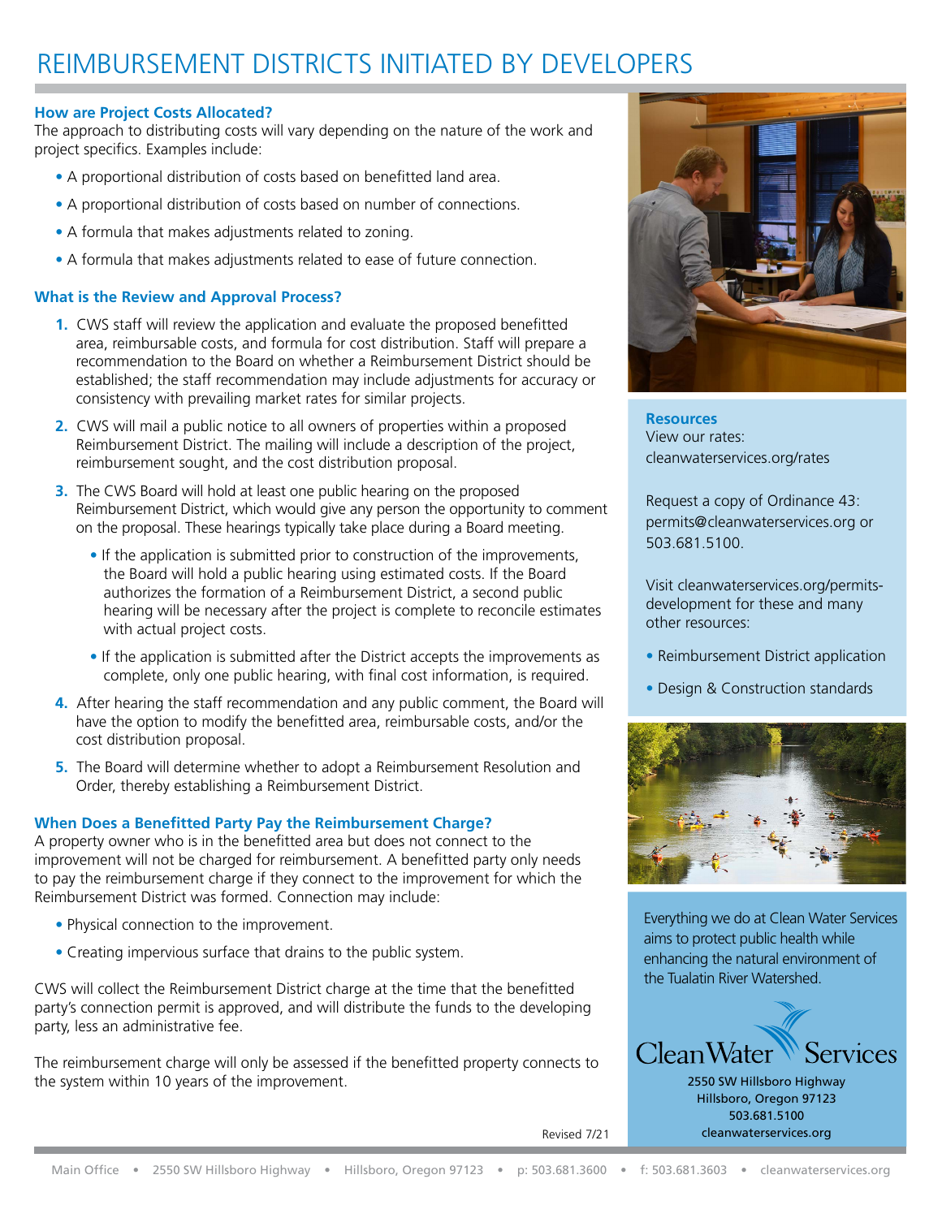# REIMBURSEMENT DISTRICTS INITIATED BY DEVELOPERS

### How are Project Costs Allocated?

The approach to distributing costs will vary depending on the nature of the work and project specifics. Examples include:

- A proportional distribution of costs based on benefitted land area.
- A proportional distribution of costs based on number of connections.
- A formula that makes adjustments related to zoning.
- A formula that makes adjustments related to ease of future connection.

### What is the Review and Approval Process?

1. CWS staff will review the application and evaluate the proposed benefitted area, reimbursable costs, and formula for cost distribution. Staff will prepare a recommendation to the Board on whether a Reimbursement District should be established; the staff recommendation may include adjustments for accuracy or consistency with prevailing market rates for similar projects.
2. CWS will mail a public notice to all owners of properties within a proposed Reimbursement District. The mailing will include a description of the project, reimbursement sought, and the cost distribution proposal.
3. The CWS Board will hold at least one public hearing on the proposed Reimbursement District, which would give any person the opportunity to comment on the proposal. These hearings typically take place during a Board meeting.
    - If the application is submitted prior to construction of the improvements, the Board will hold a public hearing using estimated costs. If the Board authorizes the formation of a Reimbursement District, a second public hearing will be necessary after the project is complete to reconcile estimates with actual project costs.
    - If the application is submitted after the District accepts the improvements as complete, only one public hearing, with final cost information, is required.
4. After hearing the staff recommendation and any public comment, the Board will have the option to modify the benefitted area, reimbursable costs, and/or the cost distribution proposal.
5. The Board will determine whether to adopt a Reimbursement Resolution and Order, thereby establishing a Reimbursement District.

### When Does a Benefitted Party Pay the Reimbursement Charge?

A property owner who is in the benefitted area but does not connect to the improvement will not be charged for reimbursement. A benefitted party only needs to pay the reimbursement charge if they connect to the improvement for which the Reimbursement District was formed. Connection may include:

- Physical connection to the improvement.
- Creating impervious surface that drains to the public system.

CWS will collect the Reimbursement District charge at the time that the benefitted party's connection permit is approved, and will distribute the funds to the developing party, less an administrative fee.

The reimbursement charge will only be assessed if the benefitted property connects to the system within 10 years of the improvement.

Revised 7/21

### Resources

View our rates: cleanwaterservices.org/rates

Request a copy of Ordinance 43: permits@cleanwaterservices.org or 503.681.5100.

Visit cleanwaterservices.org/permits-development for these and many other resources:

- Reimbursement District application
- Design & Construction standards

Everything we do at Clean Water Services aims to protect public health while enhancing the natural environment of the Tualatin River Watershed.

Clean Water Services
2550 SW Hillsboro Highway
Hillsboro, Oregon 97123
503.681.5100
cleanwaterservices.org

Main Office • 2550 SW Hillsboro Highway • Hillsboro, Oregon 97123 • p: 503.681.3600 • f: 503.681.3603 • cleanwaterservices.org